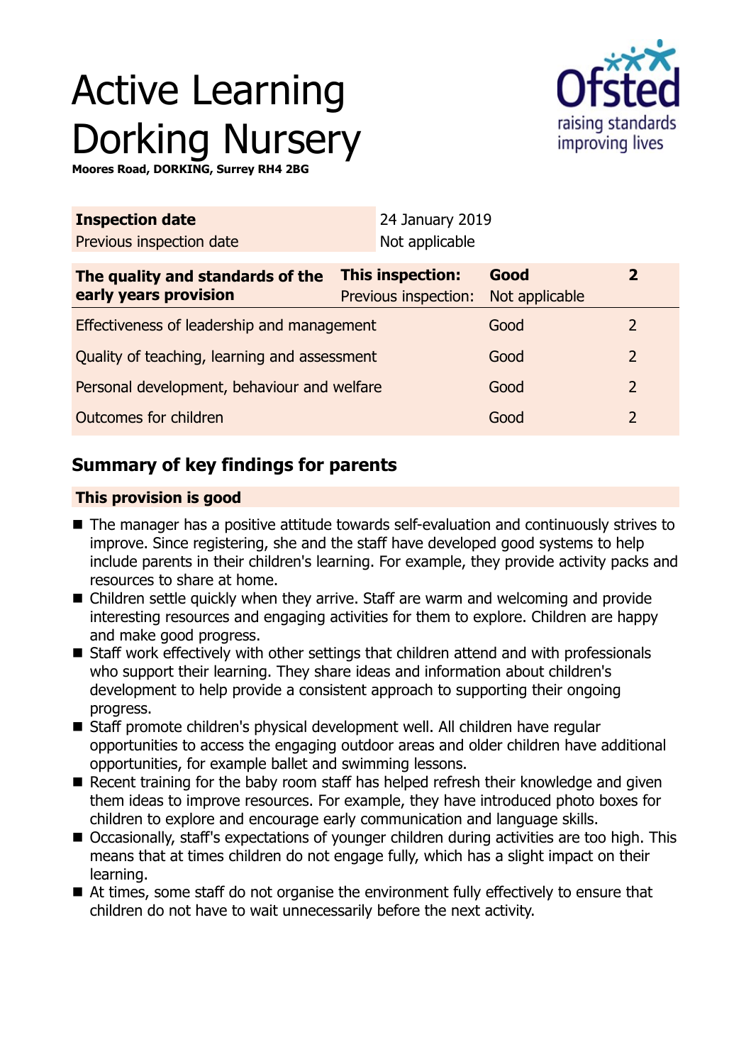# Active Learning Dorking Nursery

**Moores Road, DORKING, Surrey RH4 2BG**

| **Inspection date** | 24 January 2019 |
|---|---|
| Previous inspection date | Not applicable |

| **The quality and standards of the early years provision** | **This inspection:** | **Good** | **2** |
|---|---|---|---|
| | Previous inspection: | Not applicable | |
| Effectiveness of leadership and management | | Good | 2 |
| Quality of teaching, learning and assessment | | Good | 2 |
| Personal development, behaviour and welfare | | Good | 2 |
| Outcomes for children | | Good | 2 |

## Summary of key findings for parents

### This provision is good

- The manager has a positive attitude towards self-evaluation and continuously strives to improve. Since registering, she and the staff have developed good systems to help include parents in their children's learning. For example, they provide activity packs and resources to share at home.
- Children settle quickly when they arrive. Staff are warm and welcoming and provide interesting resources and engaging activities for them to explore. Children are happy and make good progress.
- Staff work effectively with other settings that children attend and with professionals who support their learning. They share ideas and information about children's development to help provide a consistent approach to supporting their ongoing progress.
- Staff promote children's physical development well. All children have regular opportunities to access the engaging outdoor areas and older children have additional opportunities, for example ballet and swimming lessons.
- Recent training for the baby room staff has helped refresh their knowledge and given them ideas to improve resources. For example, they have introduced photo boxes for children to explore and encourage early communication and language skills.
- Occasionally, staff's expectations of younger children during activities are too high. This means that at times children do not engage fully, which has a slight impact on their learning.
- At times, some staff do not organise the environment fully effectively to ensure that children do not have to wait unnecessarily before the next activity.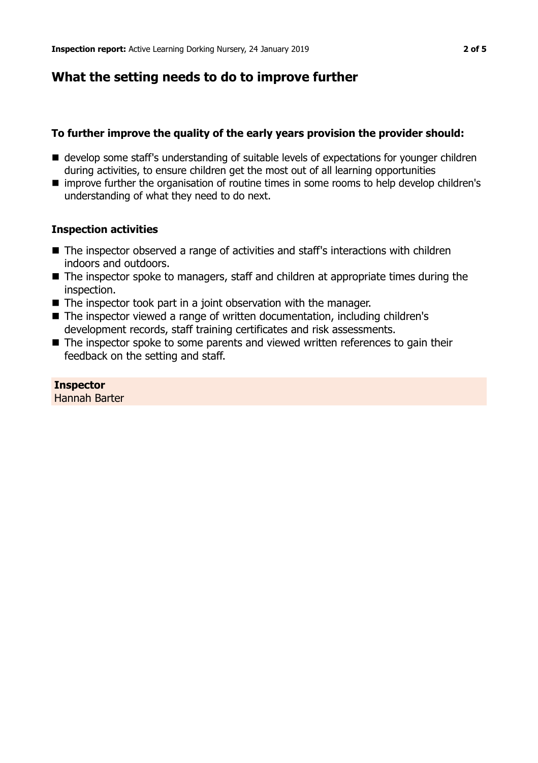## What the setting needs to do to improve further

### To further improve the quality of the early years provision the provider should:

- develop some staff's understanding of suitable levels of expectations for younger children during activities, to ensure children get the most out of all learning opportunities
- improve further the organisation of routine times in some rooms to help develop children's understanding of what they need to do next.

### Inspection activities

- The inspector observed a range of activities and staff's interactions with children indoors and outdoors.
- The inspector spoke to managers, staff and children at appropriate times during the inspection.
- The inspector took part in a joint observation with the manager.
- The inspector viewed a range of written documentation, including children's development records, staff training certificates and risk assessments.
- The inspector spoke to some parents and viewed written references to gain their feedback on the setting and staff.

**Inspector**
Hannah Barter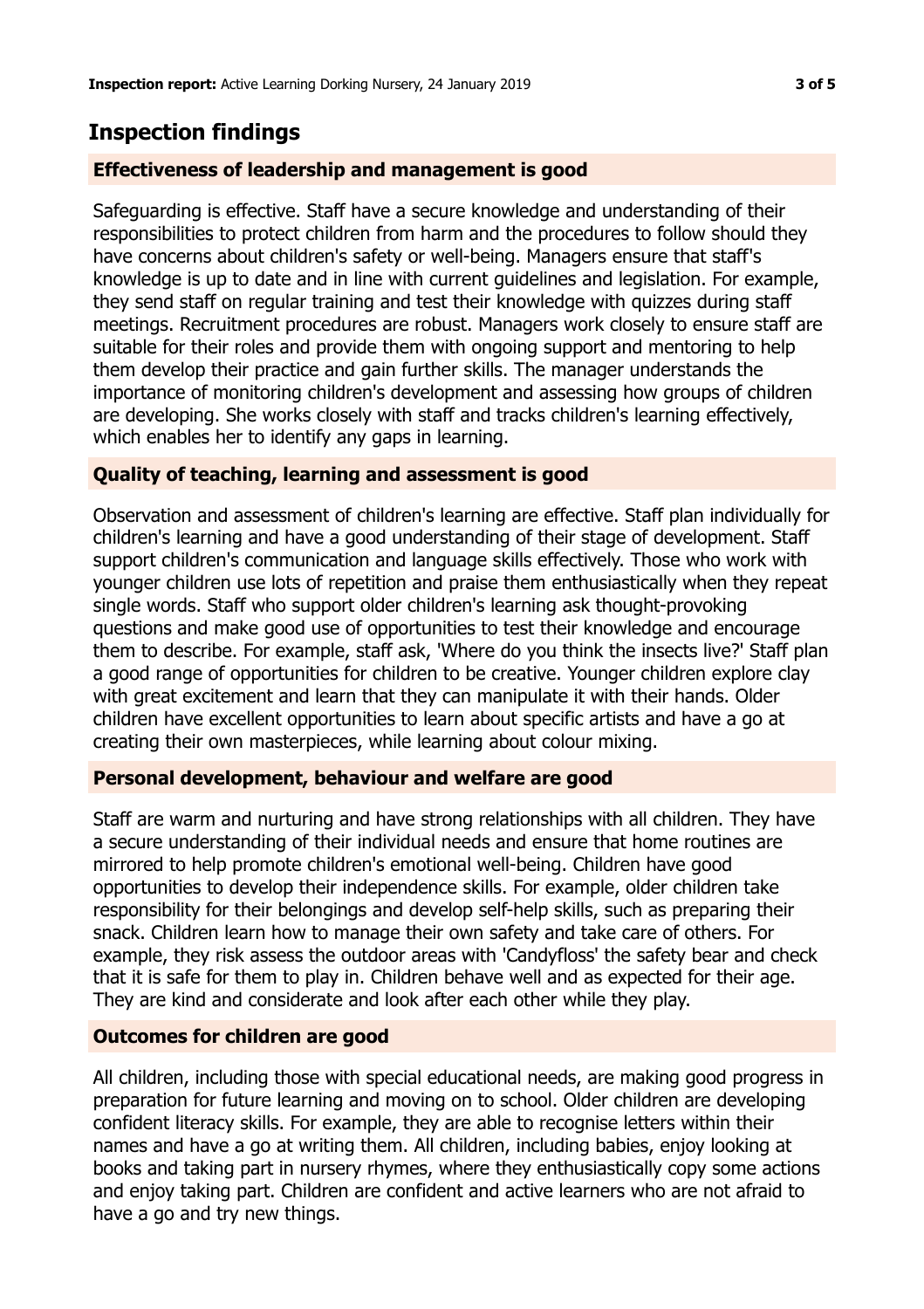## Inspection findings

### Effectiveness of leadership and management is good

Safeguarding is effective. Staff have a secure knowledge and understanding of their responsibilities to protect children from harm and the procedures to follow should they have concerns about children's safety or well-being. Managers ensure that staff's knowledge is up to date and in line with current guidelines and legislation. For example, they send staff on regular training and test their knowledge with quizzes during staff meetings. Recruitment procedures are robust. Managers work closely to ensure staff are suitable for their roles and provide them with ongoing support and mentoring to help them develop their practice and gain further skills. The manager understands the importance of monitoring children's development and assessing how groups of children are developing. She works closely with staff and tracks children's learning effectively, which enables her to identify any gaps in learning.

### Quality of teaching, learning and assessment is good

Observation and assessment of children's learning are effective. Staff plan individually for children's learning and have a good understanding of their stage of development. Staff support children's communication and language skills effectively. Those who work with younger children use lots of repetition and praise them enthusiastically when they repeat single words. Staff who support older children's learning ask thought-provoking questions and make good use of opportunities to test their knowledge and encourage them to describe. For example, staff ask, 'Where do you think the insects live?' Staff plan a good range of opportunities for children to be creative. Younger children explore clay with great excitement and learn that they can manipulate it with their hands. Older children have excellent opportunities to learn about specific artists and have a go at creating their own masterpieces, while learning about colour mixing.

### Personal development, behaviour and welfare are good

Staff are warm and nurturing and have strong relationships with all children. They have a secure understanding of their individual needs and ensure that home routines are mirrored to help promote children's emotional well-being. Children have good opportunities to develop their independence skills. For example, older children take responsibility for their belongings and develop self-help skills, such as preparing their snack. Children learn how to manage their own safety and take care of others. For example, they risk assess the outdoor areas with 'Candyfloss' the safety bear and check that it is safe for them to play in. Children behave well and as expected for their age. They are kind and considerate and look after each other while they play.

### Outcomes for children are good

All children, including those with special educational needs, are making good progress in preparation for future learning and moving on to school. Older children are developing confident literacy skills. For example, they are able to recognise letters within their names and have a go at writing them. All children, including babies, enjoy looking at books and taking part in nursery rhymes, where they enthusiastically copy some actions and enjoy taking part. Children are confident and active learners who are not afraid to have a go and try new things.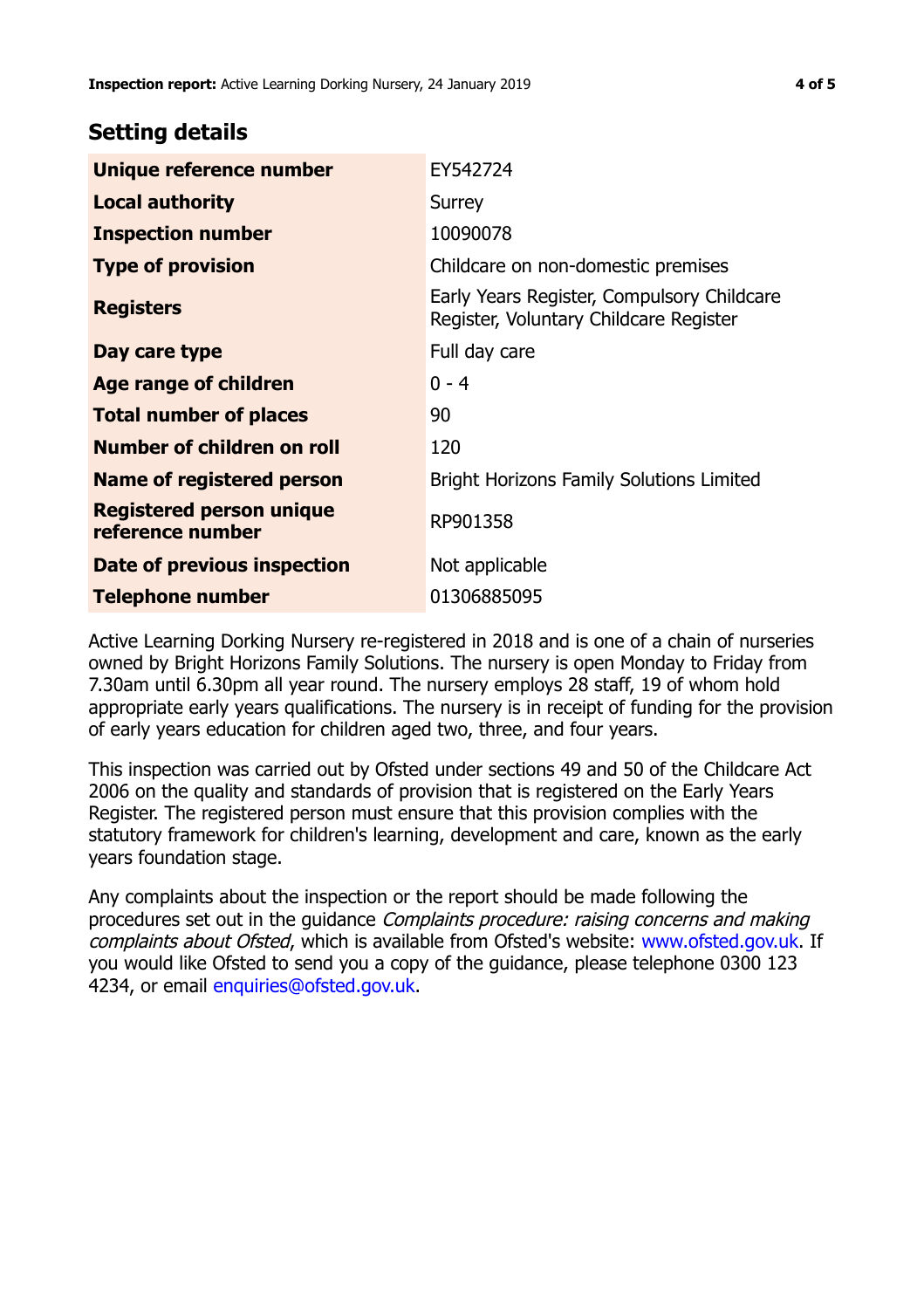## Setting details

| | |
|---|---|
| **Unique reference number** | EY542724 |
| **Local authority** | Surrey |
| **Inspection number** | 10090078 |
| **Type of provision** | Childcare on non-domestic premises |
| **Registers** | Early Years Register, Compulsory Childcare Register, Voluntary Childcare Register |
| **Day care type** | Full day care |
| **Age range of children** | 0 - 4 |
| **Total number of places** | 90 |
| **Number of children on roll** | 120 |
| **Name of registered person** | Bright Horizons Family Solutions Limited |
| **Registered person unique reference number** | RP901358 |
| **Date of previous inspection** | Not applicable |
| **Telephone number** | 01306885095 |

Active Learning Dorking Nursery re-registered in 2018 and is one of a chain of nurseries owned by Bright Horizons Family Solutions. The nursery is open Monday to Friday from 7.30am until 6.30pm all year round. The nursery employs 28 staff, 19 of whom hold appropriate early years qualifications. The nursery is in receipt of funding for the provision of early years education for children aged two, three, and four years.

This inspection was carried out by Ofsted under sections 49 and 50 of the Childcare Act 2006 on the quality and standards of provision that is registered on the Early Years Register. The registered person must ensure that this provision complies with the statutory framework for children's learning, development and care, known as the early years foundation stage.

Any complaints about the inspection or the report should be made following the procedures set out in the guidance *Complaints procedure: raising concerns and making complaints about Ofsted*, which is available from Ofsted's website: www.ofsted.gov.uk. If you would like Ofsted to send you a copy of the guidance, please telephone 0300 123 4234, or email enquiries@ofsted.gov.uk.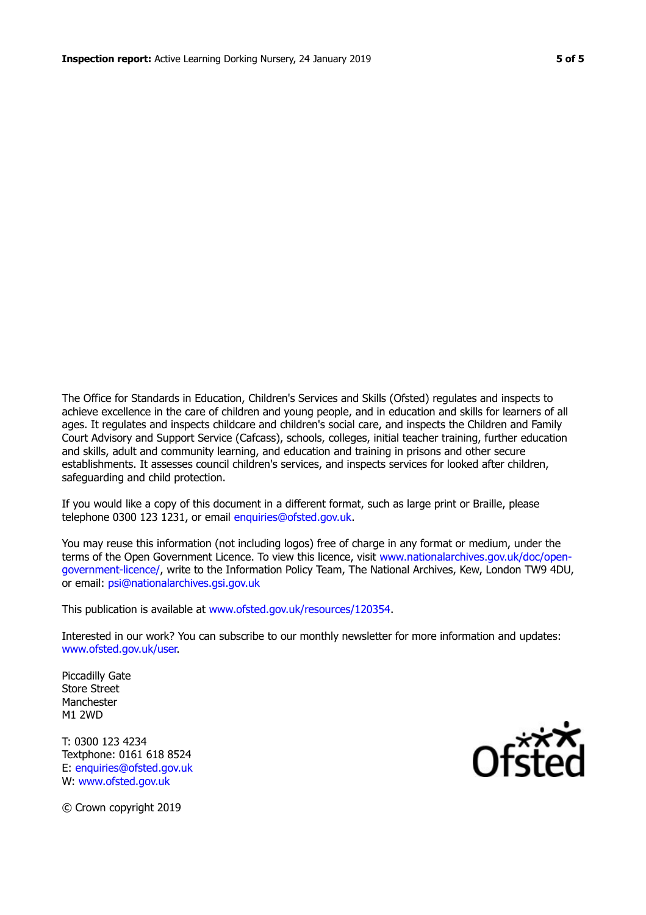The Office for Standards in Education, Children's Services and Skills (Ofsted) regulates and inspects to achieve excellence in the care of children and young people, and in education and skills for learners of all ages. It regulates and inspects childcare and children's social care, and inspects the Children and Family Court Advisory and Support Service (Cafcass), schools, colleges, initial teacher training, further education and skills, adult and community learning, and education and training in prisons and other secure establishments. It assesses council children's services, and inspects services for looked after children, safeguarding and child protection.

If you would like a copy of this document in a different format, such as large print or Braille, please telephone 0300 123 1231, or email enquiries@ofsted.gov.uk.

You may reuse this information (not including logos) free of charge in any format or medium, under the terms of the Open Government Licence. To view this licence, visit www.nationalarchives.gov.uk/doc/open-government-licence/, write to the Information Policy Team, The National Archives, Kew, London TW9 4DU, or email: psi@nationalarchives.gsi.gov.uk

This publication is available at www.ofsted.gov.uk/resources/120354.

Interested in our work? You can subscribe to our monthly newsletter for more information and updates: www.ofsted.gov.uk/user.

Piccadilly Gate
Store Street
Manchester
M1 2WD

T: 0300 123 4234
Textphone: 0161 618 8524
E: enquiries@ofsted.gov.uk
W: www.ofsted.gov.uk

© Crown copyright 2019